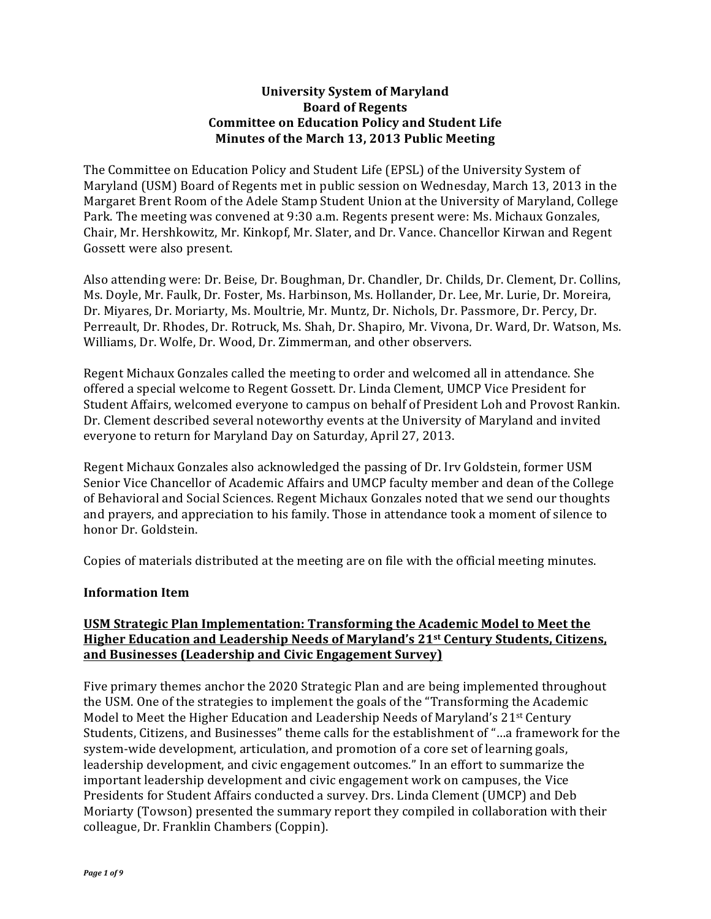# University System of Maryland
# Board of Regents
# Committee on Education Policy and Student Life
# Minutes of the March 13, 2013 Public Meeting

The Committee on Education Policy and Student Life (EPSL) of the University System of Maryland (USM) Board of Regents met in public session on Wednesday, March 13, 2013 in the Margaret Brent Room of the Adele Stamp Student Union at the University of Maryland, College Park. The meeting was convened at 9:30 a.m. Regents present were: Ms. Michaux Gonzales, Chair, Mr. Hershkowitz, Mr. Kinkopf, Mr. Slater, and Dr. Vance. Chancellor Kirwan and Regent Gossett were also present.

Also attending were: Dr. Beise, Dr. Boughman, Dr. Chandler, Dr. Childs, Dr. Clement, Dr. Collins, Ms. Doyle, Mr. Faulk, Dr. Foster, Ms. Harbinson, Ms. Hollander, Dr. Lee, Mr. Lurie, Dr. Moreira, Dr. Miyares, Dr. Moriarty, Ms. Moultrie, Mr. Muntz, Dr. Nichols, Dr. Passmore, Dr. Percy, Dr. Perreault, Dr. Rhodes, Dr. Rotruck, Ms. Shah, Dr. Shapiro, Mr. Vivona, Dr. Ward, Dr. Watson, Ms. Williams, Dr. Wolfe, Dr. Wood, Dr. Zimmerman, and other observers.

Regent Michaux Gonzales called the meeting to order and welcomed all in attendance. She offered a special welcome to Regent Gossett. Dr. Linda Clement, UMCP Vice President for Student Affairs, welcomed everyone to campus on behalf of President Loh and Provost Rankin. Dr. Clement described several noteworthy events at the University of Maryland and invited everyone to return for Maryland Day on Saturday, April 27, 2013.

Regent Michaux Gonzales also acknowledged the passing of Dr. Irv Goldstein, former USM Senior Vice Chancellor of Academic Affairs and UMCP faculty member and dean of the College of Behavioral and Social Sciences. Regent Michaux Gonzales noted that we send our thoughts and prayers, and appreciation to his family. Those in attendance took a moment of silence to honor Dr. Goldstein.

Copies of materials distributed at the meeting are on file with the official meeting minutes.

## Information Item

### USM Strategic Plan Implementation: Transforming the Academic Model to Meet the Higher Education and Leadership Needs of Maryland's 21st Century Students, Citizens, and Businesses (Leadership and Civic Engagement Survey)

Five primary themes anchor the 2020 Strategic Plan and are being implemented throughout the USM. One of the strategies to implement the goals of the "Transforming the Academic Model to Meet the Higher Education and Leadership Needs of Maryland's 21st Century Students, Citizens, and Businesses" theme calls for the establishment of "…a framework for the system-wide development, articulation, and promotion of a core set of learning goals, leadership development, and civic engagement outcomes." In an effort to summarize the important leadership development and civic engagement work on campuses, the Vice Presidents for Student Affairs conducted a survey. Drs. Linda Clement (UMCP) and Deb Moriarty (Towson) presented the summary report they compiled in collaboration with their colleague, Dr. Franklin Chambers (Coppin).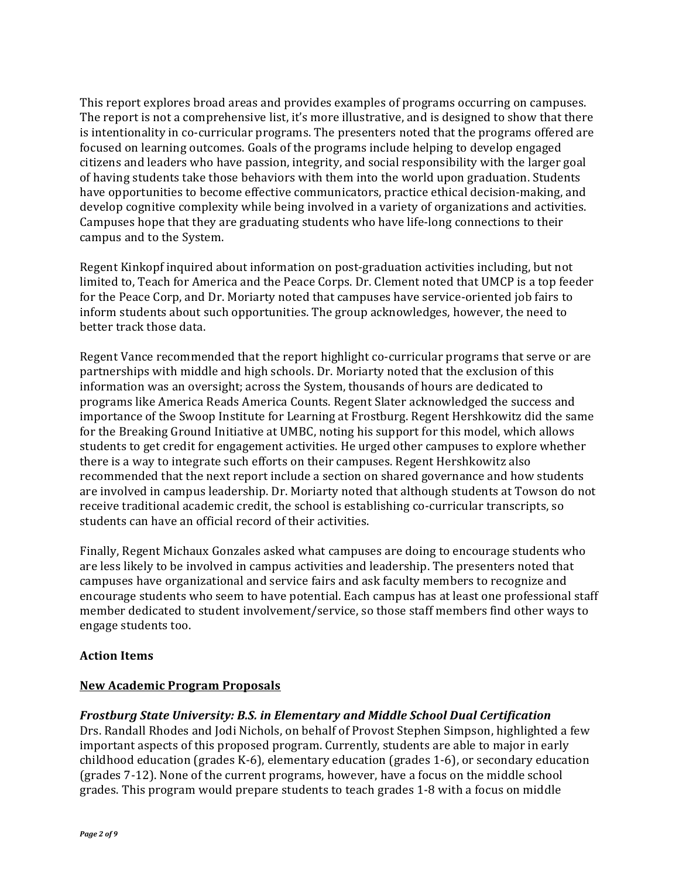This report explores broad areas and provides examples of programs occurring on campuses. The report is not a comprehensive list, it's more illustrative, and is designed to show that there is intentionality in co-curricular programs. The presenters noted that the programs offered are focused on learning outcomes. Goals of the programs include helping to develop engaged citizens and leaders who have passion, integrity, and social responsibility with the larger goal of having students take those behaviors with them into the world upon graduation. Students have opportunities to become effective communicators, practice ethical decision-making, and develop cognitive complexity while being involved in a variety of organizations and activities. Campuses hope that they are graduating students who have life-long connections to their campus and to the System.

Regent Kinkopf inquired about information on post-graduation activities including, but not limited to, Teach for America and the Peace Corps. Dr. Clement noted that UMCP is a top feeder for the Peace Corp, and Dr. Moriarty noted that campuses have service-oriented job fairs to inform students about such opportunities. The group acknowledges, however, the need to better track those data.

Regent Vance recommended that the report highlight co-curricular programs that serve or are partnerships with middle and high schools. Dr. Moriarty noted that the exclusion of this information was an oversight; across the System, thousands of hours are dedicated to programs like America Reads America Counts. Regent Slater acknowledged the success and importance of the Swoop Institute for Learning at Frostburg. Regent Hershkowitz did the same for the Breaking Ground Initiative at UMBC, noting his support for this model, which allows students to get credit for engagement activities. He urged other campuses to explore whether there is a way to integrate such efforts on their campuses. Regent Hershkowitz also recommended that the next report include a section on shared governance and how students are involved in campus leadership. Dr. Moriarty noted that although students at Towson do not receive traditional academic credit, the school is establishing co-curricular transcripts, so students can have an official record of their activities.

Finally, Regent Michaux Gonzales asked what campuses are doing to encourage students who are less likely to be involved in campus activities and leadership. The presenters noted that campuses have organizational and service fairs and ask faculty members to recognize and encourage students who seem to have potential. Each campus has at least one professional staff member dedicated to student involvement/service, so those staff members find other ways to engage students too.

**Action Items**

**<u>New Academic Program Proposals</u>**

***Frostburg State University: B.S. in Elementary and Middle School Dual Certification***

Drs. Randall Rhodes and Jodi Nichols, on behalf of Provost Stephen Simpson, highlighted a few important aspects of this proposed program. Currently, students are able to major in early childhood education (grades K-6), elementary education (grades 1-6), or secondary education (grades 7-12). None of the current programs, however, have a focus on the middle school grades. This program would prepare students to teach grades 1-8 with a focus on middle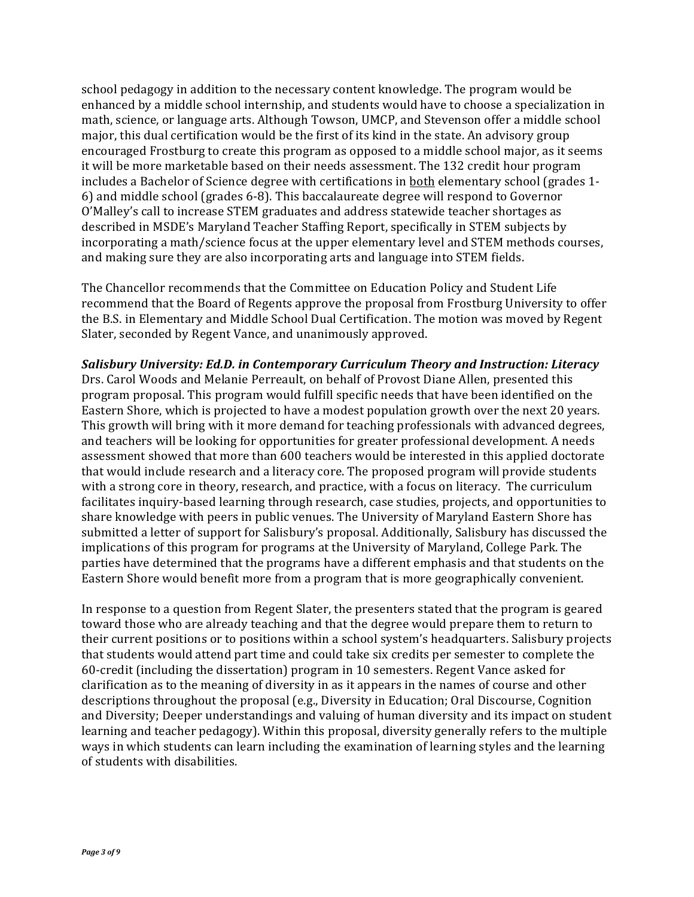school pedagogy in addition to the necessary content knowledge. The program would be enhanced by a middle school internship, and students would have to choose a specialization in math, science, or language arts. Although Towson, UMCP, and Stevenson offer a middle school major, this dual certification would be the first of its kind in the state. An advisory group encouraged Frostburg to create this program as opposed to a middle school major, as it seems it will be more marketable based on their needs assessment. The 132 credit hour program includes a Bachelor of Science degree with certifications in <u>both</u> elementary school (grades 1-6) and middle school (grades 6-8). This baccalaureate degree will respond to Governor O'Malley's call to increase STEM graduates and address statewide teacher shortages as described in MSDE's Maryland Teacher Staffing Report, specifically in STEM subjects by incorporating a math/science focus at the upper elementary level and STEM methods courses, and making sure they are also incorporating arts and language into STEM fields.

The Chancellor recommends that the Committee on Education Policy and Student Life recommend that the Board of Regents approve the proposal from Frostburg University to offer the B.S. in Elementary and Middle School Dual Certification. The motion was moved by Regent Slater, seconded by Regent Vance, and unanimously approved.

***Salisbury University: Ed.D. in Contemporary Curriculum Theory and Instruction: Literacy***
Drs. Carol Woods and Melanie Perreault, on behalf of Provost Diane Allen, presented this program proposal. This program would fulfill specific needs that have been identified on the Eastern Shore, which is projected to have a modest population growth over the next 20 years. This growth will bring with it more demand for teaching professionals with advanced degrees, and teachers will be looking for opportunities for greater professional development. A needs assessment showed that more than 600 teachers would be interested in this applied doctorate that would include research and a literacy core. The proposed program will provide students with a strong core in theory, research, and practice, with a focus on literacy. The curriculum facilitates inquiry-based learning through research, case studies, projects, and opportunities to share knowledge with peers in public venues. The University of Maryland Eastern Shore has submitted a letter of support for Salisbury's proposal. Additionally, Salisbury has discussed the implications of this program for programs at the University of Maryland, College Park. The parties have determined that the programs have a different emphasis and that students on the Eastern Shore would benefit more from a program that is more geographically convenient.

In response to a question from Regent Slater, the presenters stated that the program is geared toward those who are already teaching and that the degree would prepare them to return to their current positions or to positions within a school system's headquarters. Salisbury projects that students would attend part time and could take six credits per semester to complete the 60-credit (including the dissertation) program in 10 semesters. Regent Vance asked for clarification as to the meaning of diversity in as it appears in the names of course and other descriptions throughout the proposal (e.g., Diversity in Education; Oral Discourse, Cognition and Diversity; Deeper understandings and valuing of human diversity and its impact on student learning and teacher pedagogy). Within this proposal, diversity generally refers to the multiple ways in which students can learn including the examination of learning styles and the learning of students with disabilities.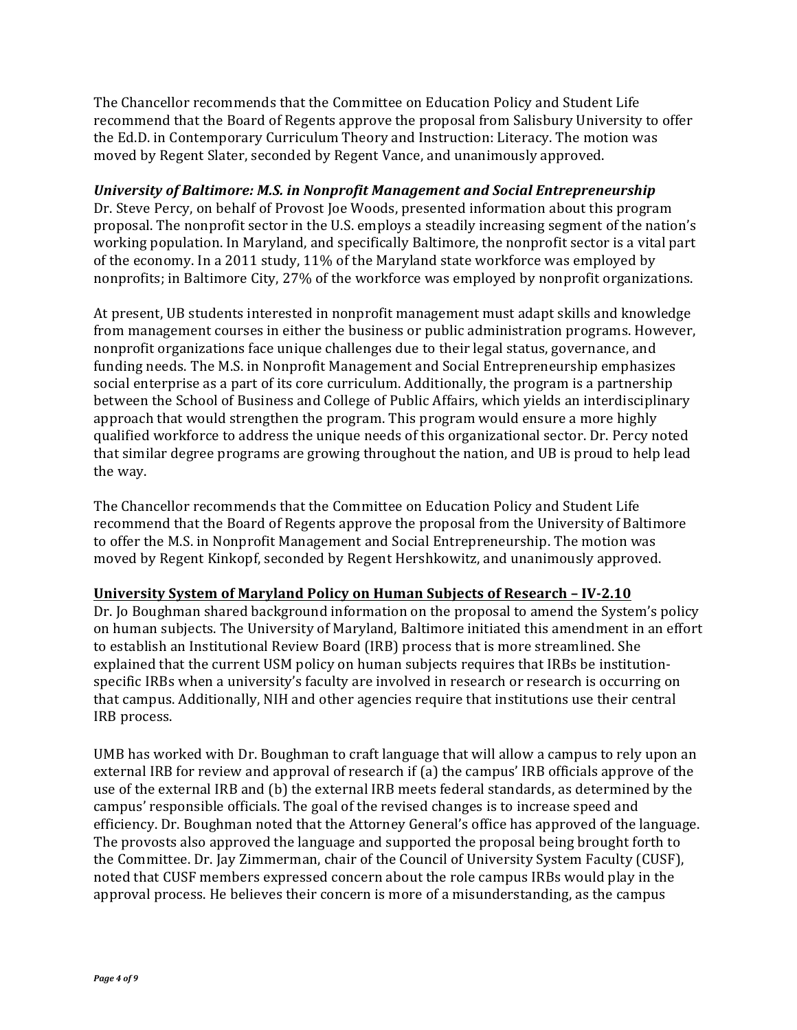The Chancellor recommends that the Committee on Education Policy and Student Life recommend that the Board of Regents approve the proposal from Salisbury University to offer the Ed.D. in Contemporary Curriculum Theory and Instruction: Literacy. The motion was moved by Regent Slater, seconded by Regent Vance, and unanimously approved.

***University of Baltimore: M.S. in Nonprofit Management and Social Entrepreneurship***
Dr. Steve Percy, on behalf of Provost Joe Woods, presented information about this program proposal. The nonprofit sector in the U.S. employs a steadily increasing segment of the nation's working population. In Maryland, and specifically Baltimore, the nonprofit sector is a vital part of the economy. In a 2011 study, 11% of the Maryland state workforce was employed by nonprofits; in Baltimore City, 27% of the workforce was employed by nonprofit organizations.

At present, UB students interested in nonprofit management must adapt skills and knowledge from management courses in either the business or public administration programs. However, nonprofit organizations face unique challenges due to their legal status, governance, and funding needs. The M.S. in Nonprofit Management and Social Entrepreneurship emphasizes social enterprise as a part of its core curriculum. Additionally, the program is a partnership between the School of Business and College of Public Affairs, which yields an interdisciplinary approach that would strengthen the program. This program would ensure a more highly qualified workforce to address the unique needs of this organizational sector. Dr. Percy noted that similar degree programs are growing throughout the nation, and UB is proud to help lead the way.

The Chancellor recommends that the Committee on Education Policy and Student Life recommend that the Board of Regents approve the proposal from the University of Baltimore to offer the M.S. in Nonprofit Management and Social Entrepreneurship. The motion was moved by Regent Kinkopf, seconded by Regent Hershkowitz, and unanimously approved.

**<u>University System of Maryland Policy on Human Subjects of Research – IV-2.10</u>**
Dr. Jo Boughman shared background information on the proposal to amend the System's policy on human subjects. The University of Maryland, Baltimore initiated this amendment in an effort to establish an Institutional Review Board (IRB) process that is more streamlined. She explained that the current USM policy on human subjects requires that IRBs be institution-specific IRBs when a university's faculty are involved in research or research is occurring on that campus. Additionally, NIH and other agencies require that institutions use their central IRB process.

UMB has worked with Dr. Boughman to craft language that will allow a campus to rely upon an external IRB for review and approval of research if (a) the campus' IRB officials approve of the use of the external IRB and (b) the external IRB meets federal standards, as determined by the campus' responsible officials. The goal of the revised changes is to increase speed and efficiency. Dr. Boughman noted that the Attorney General's office has approved of the language. The provosts also approved the language and supported the proposal being brought forth to the Committee. Dr. Jay Zimmerman, chair of the Council of University System Faculty (CUSF), noted that CUSF members expressed concern about the role campus IRBs would play in the approval process. He believes their concern is more of a misunderstanding, as the campus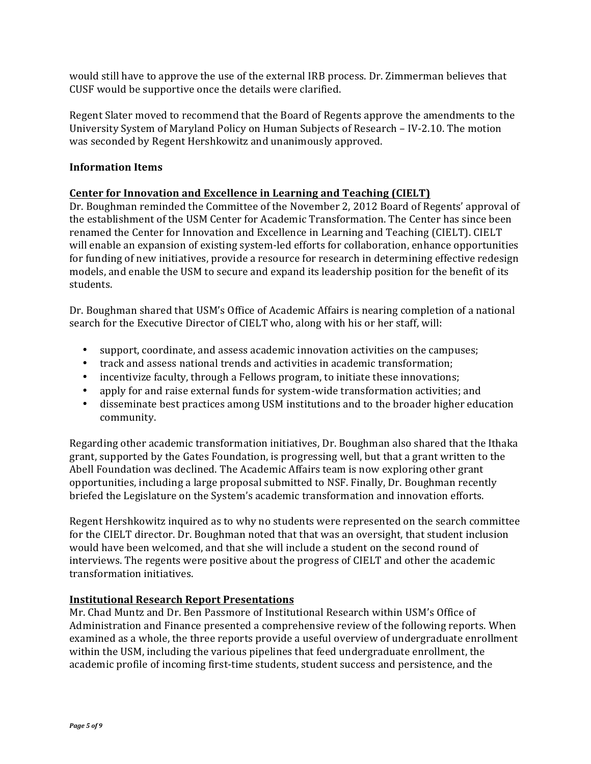would still have to approve the use of the external IRB process. Dr. Zimmerman believes that CUSF would be supportive once the details were clarified.

Regent Slater moved to recommend that the Board of Regents approve the amendments to the University System of Maryland Policy on Human Subjects of Research – IV-2.10. The motion was seconded by Regent Hershkowitz and unanimously approved.

## Information Items

### Center for Innovation and Excellence in Learning and Teaching (CIELT)

Dr. Boughman reminded the Committee of the November 2, 2012 Board of Regents' approval of the establishment of the USM Center for Academic Transformation. The Center has since been renamed the Center for Innovation and Excellence in Learning and Teaching (CIELT). CIELT will enable an expansion of existing system-led efforts for collaboration, enhance opportunities for funding of new initiatives, provide a resource for research in determining effective redesign models, and enable the USM to secure and expand its leadership position for the benefit of its students.

Dr. Boughman shared that USM's Office of Academic Affairs is nearing completion of a national search for the Executive Director of CIELT who, along with his or her staff, will:

- support, coordinate, and assess academic innovation activities on the campuses;
- track and assess national trends and activities in academic transformation;
- incentivize faculty, through a Fellows program, to initiate these innovations;
- apply for and raise external funds for system-wide transformation activities; and
- disseminate best practices among USM institutions and to the broader higher education community.

Regarding other academic transformation initiatives, Dr. Boughman also shared that the Ithaka grant, supported by the Gates Foundation, is progressing well, but that a grant written to the Abell Foundation was declined. The Academic Affairs team is now exploring other grant opportunities, including a large proposal submitted to NSF. Finally, Dr. Boughman recently briefed the Legislature on the System's academic transformation and innovation efforts.

Regent Hershkowitz inquired as to why no students were represented on the search committee for the CIELT director. Dr. Boughman noted that that was an oversight, that student inclusion would have been welcomed, and that she will include a student on the second round of interviews. The regents were positive about the progress of CIELT and other the academic transformation initiatives.

### Institutional Research Report Presentations

Mr. Chad Muntz and Dr. Ben Passmore of Institutional Research within USM's Office of Administration and Finance presented a comprehensive review of the following reports. When examined as a whole, the three reports provide a useful overview of undergraduate enrollment within the USM, including the various pipelines that feed undergraduate enrollment, the academic profile of incoming first-time students, student success and persistence, and the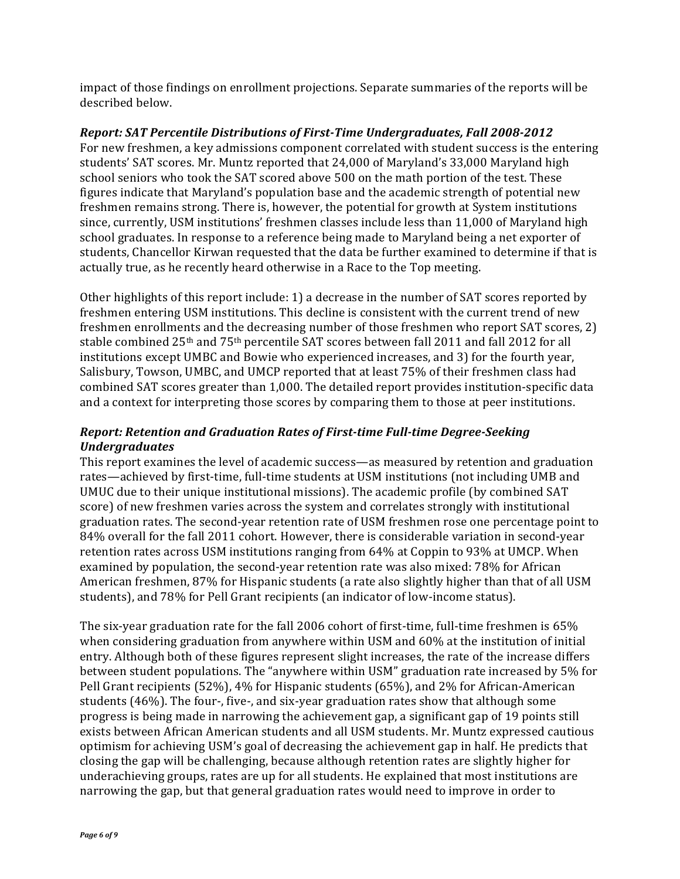impact of those findings on enrollment projections. Separate summaries of the reports will be described below.

***Report: SAT Percentile Distributions of First-Time Undergraduates, Fall 2008-2012***

For new freshmen, a key admissions component correlated with student success is the entering students' SAT scores. Mr. Muntz reported that 24,000 of Maryland's 33,000 Maryland high school seniors who took the SAT scored above 500 on the math portion of the test. These figures indicate that Maryland's population base and the academic strength of potential new freshmen remains strong. There is, however, the potential for growth at System institutions since, currently, USM institutions' freshmen classes include less than 11,000 of Maryland high school graduates. In response to a reference being made to Maryland being a net exporter of students, Chancellor Kirwan requested that the data be further examined to determine if that is actually true, as he recently heard otherwise in a Race to the Top meeting.

Other highlights of this report include: 1) a decrease in the number of SAT scores reported by freshmen entering USM institutions. This decline is consistent with the current trend of new freshmen enrollments and the decreasing number of those freshmen who report SAT scores, 2) stable combined 25th and 75th percentile SAT scores between fall 2011 and fall 2012 for all institutions except UMBC and Bowie who experienced increases, and 3) for the fourth year, Salisbury, Towson, UMBC, and UMCP reported that at least 75% of their freshmen class had combined SAT scores greater than 1,000. The detailed report provides institution-specific data and a context for interpreting those scores by comparing them to those at peer institutions.

***Report: Retention and Graduation Rates of First-time Full-time Degree-Seeking Undergraduates***

This report examines the level of academic success—as measured by retention and graduation rates—achieved by first-time, full-time students at USM institutions (not including UMB and UMUC due to their unique institutional missions). The academic profile (by combined SAT score) of new freshmen varies across the system and correlates strongly with institutional graduation rates. The second-year retention rate of USM freshmen rose one percentage point to 84% overall for the fall 2011 cohort. However, there is considerable variation in second-year retention rates across USM institutions ranging from 64% at Coppin to 93% at UMCP. When examined by population, the second-year retention rate was also mixed: 78% for African American freshmen, 87% for Hispanic students (a rate also slightly higher than that of all USM students), and 78% for Pell Grant recipients (an indicator of low-income status).

The six-year graduation rate for the fall 2006 cohort of first-time, full-time freshmen is 65% when considering graduation from anywhere within USM and 60% at the institution of initial entry. Although both of these figures represent slight increases, the rate of the increase differs between student populations. The "anywhere within USM" graduation rate increased by 5% for Pell Grant recipients (52%), 4% for Hispanic students (65%), and 2% for African-American students (46%). The four-, five-, and six-year graduation rates show that although some progress is being made in narrowing the achievement gap, a significant gap of 19 points still exists between African American students and all USM students. Mr. Muntz expressed cautious optimism for achieving USM's goal of decreasing the achievement gap in half. He predicts that closing the gap will be challenging, because although retention rates are slightly higher for underachieving groups, rates are up for all students. He explained that most institutions are narrowing the gap, but that general graduation rates would need to improve in order to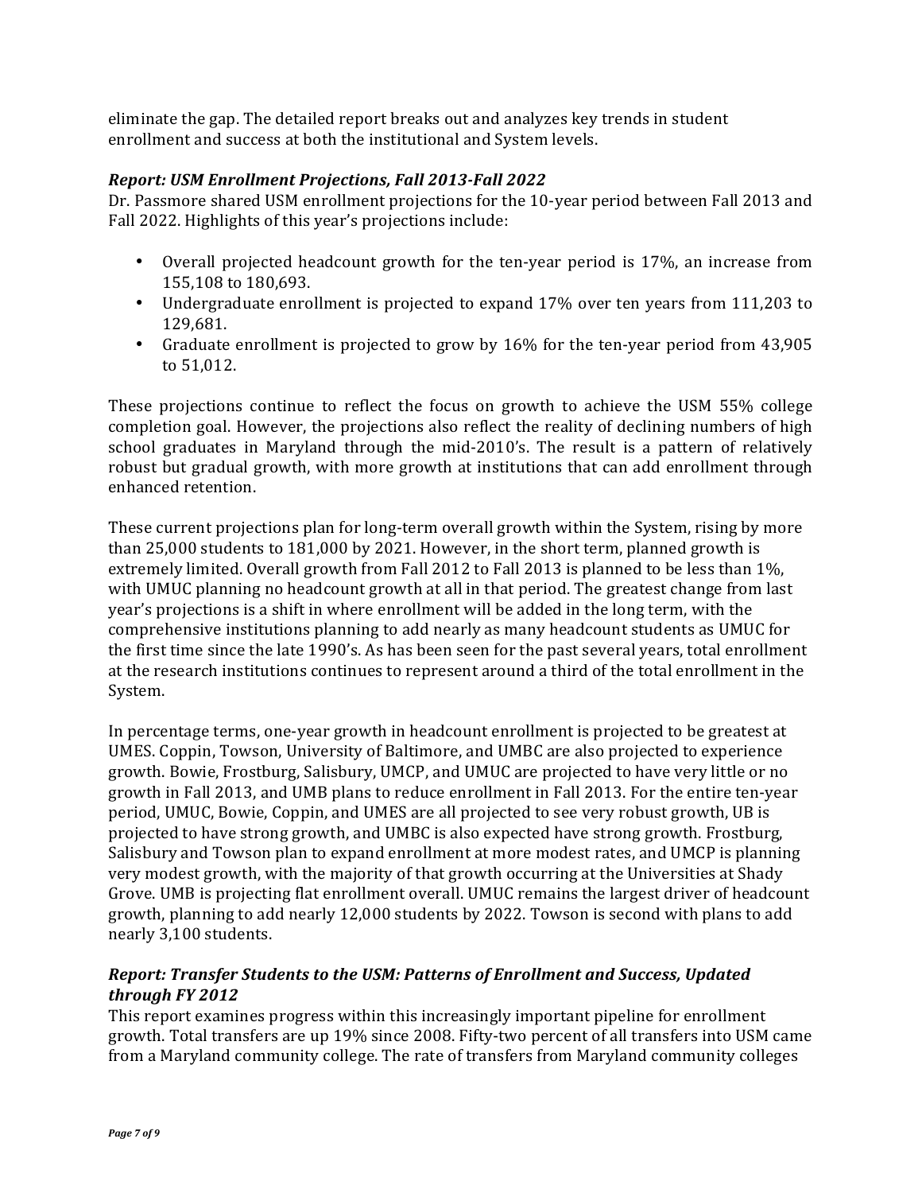eliminate the gap. The detailed report breaks out and analyzes key trends in student enrollment and success at both the institutional and System levels.

***Report: USM Enrollment Projections, Fall 2013-Fall 2022***

Dr. Passmore shared USM enrollment projections for the 10-year period between Fall 2013 and Fall 2022. Highlights of this year's projections include:

- Overall projected headcount growth for the ten-year period is 17%, an increase from 155,108 to 180,693.
- Undergraduate enrollment is projected to expand 17% over ten years from 111,203 to 129,681.
- Graduate enrollment is projected to grow by 16% for the ten-year period from 43,905 to 51,012.

These projections continue to reflect the focus on growth to achieve the USM 55% college completion goal. However, the projections also reflect the reality of declining numbers of high school graduates in Maryland through the mid-2010's. The result is a pattern of relatively robust but gradual growth, with more growth at institutions that can add enrollment through enhanced retention.

These current projections plan for long-term overall growth within the System, rising by more than 25,000 students to 181,000 by 2021. However, in the short term, planned growth is extremely limited. Overall growth from Fall 2012 to Fall 2013 is planned to be less than 1%, with UMUC planning no headcount growth at all in that period. The greatest change from last year's projections is a shift in where enrollment will be added in the long term, with the comprehensive institutions planning to add nearly as many headcount students as UMUC for the first time since the late 1990's. As has been seen for the past several years, total enrollment at the research institutions continues to represent around a third of the total enrollment in the System.

In percentage terms, one-year growth in headcount enrollment is projected to be greatest at UMES. Coppin, Towson, University of Baltimore, and UMBC are also projected to experience growth. Bowie, Frostburg, Salisbury, UMCP, and UMUC are projected to have very little or no growth in Fall 2013, and UMB plans to reduce enrollment in Fall 2013. For the entire ten-year period, UMUC, Bowie, Coppin, and UMES are all projected to see very robust growth, UB is projected to have strong growth, and UMBC is also expected have strong growth. Frostburg, Salisbury and Towson plan to expand enrollment at more modest rates, and UMCP is planning very modest growth, with the majority of that growth occurring at the Universities at Shady Grove. UMB is projecting flat enrollment overall. UMUC remains the largest driver of headcount growth, planning to add nearly 12,000 students by 2022. Towson is second with plans to add nearly 3,100 students.

***Report: Transfer Students to the USM: Patterns of Enrollment and Success, Updated through FY 2012***

This report examines progress within this increasingly important pipeline for enrollment growth. Total transfers are up 19% since 2008. Fifty-two percent of all transfers into USM came from a Maryland community college. The rate of transfers from Maryland community colleges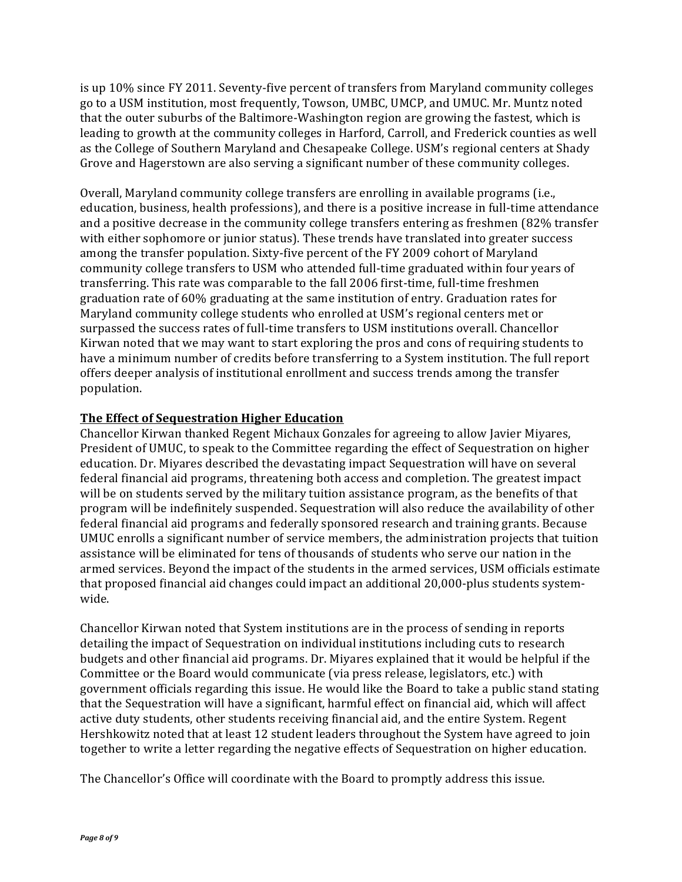is up 10% since FY 2011. Seventy-five percent of transfers from Maryland community colleges go to a USM institution, most frequently, Towson, UMBC, UMCP, and UMUC. Mr. Muntz noted that the outer suburbs of the Baltimore-Washington region are growing the fastest, which is leading to growth at the community colleges in Harford, Carroll, and Frederick counties as well as the College of Southern Maryland and Chesapeake College. USM's regional centers at Shady Grove and Hagerstown are also serving a significant number of these community colleges.

Overall, Maryland community college transfers are enrolling in available programs (i.e., education, business, health professions), and there is a positive increase in full-time attendance and a positive decrease in the community college transfers entering as freshmen (82% transfer with either sophomore or junior status). These trends have translated into greater success among the transfer population. Sixty-five percent of the FY 2009 cohort of Maryland community college transfers to USM who attended full-time graduated within four years of transferring. This rate was comparable to the fall 2006 first-time, full-time freshmen graduation rate of 60% graduating at the same institution of entry. Graduation rates for Maryland community college students who enrolled at USM's regional centers met or surpassed the success rates of full-time transfers to USM institutions overall. Chancellor Kirwan noted that we may want to start exploring the pros and cons of requiring students to have a minimum number of credits before transferring to a System institution. The full report offers deeper analysis of institutional enrollment and success trends among the transfer population.

**The Effect of Sequestration Higher Education**

Chancellor Kirwan thanked Regent Michaux Gonzales for agreeing to allow Javier Miyares, President of UMUC, to speak to the Committee regarding the effect of Sequestration on higher education. Dr. Miyares described the devastating impact Sequestration will have on several federal financial aid programs, threatening both access and completion. The greatest impact will be on students served by the military tuition assistance program, as the benefits of that program will be indefinitely suspended. Sequestration will also reduce the availability of other federal financial aid programs and federally sponsored research and training grants. Because UMUC enrolls a significant number of service members, the administration projects that tuition assistance will be eliminated for tens of thousands of students who serve our nation in the armed services. Beyond the impact of the students in the armed services, USM officials estimate that proposed financial aid changes could impact an additional 20,000-plus students system-wide.

Chancellor Kirwan noted that System institutions are in the process of sending in reports detailing the impact of Sequestration on individual institutions including cuts to research budgets and other financial aid programs. Dr. Miyares explained that it would be helpful if the Committee or the Board would communicate (via press release, legislators, etc.) with government officials regarding this issue. He would like the Board to take a public stand stating that the Sequestration will have a significant, harmful effect on financial aid, which will affect active duty students, other students receiving financial aid, and the entire System. Regent Hershkowitz noted that at least 12 student leaders throughout the System have agreed to join together to write a letter regarding the negative effects of Sequestration on higher education.

The Chancellor's Office will coordinate with the Board to promptly address this issue.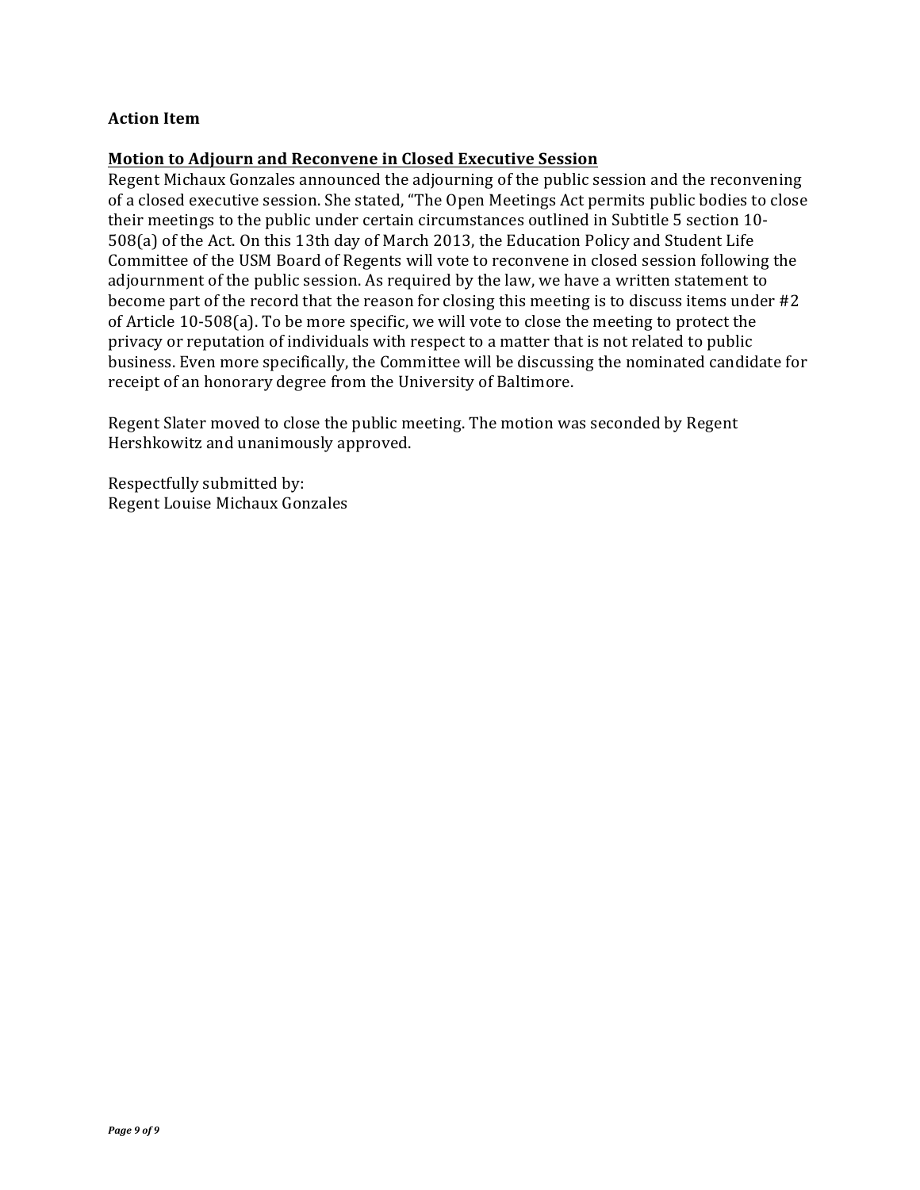**Action Item**

**Motion to Adjourn and Reconvene in Closed Executive Session**

Regent Michaux Gonzales announced the adjourning of the public session and the reconvening of a closed executive session. She stated, "The Open Meetings Act permits public bodies to close their meetings to the public under certain circumstances outlined in Subtitle 5 section 10-508(a) of the Act. On this 13th day of March 2013, the Education Policy and Student Life Committee of the USM Board of Regents will vote to reconvene in closed session following the adjournment of the public session. As required by the law, we have a written statement to become part of the record that the reason for closing this meeting is to discuss items under #2 of Article 10-508(a). To be more specific, we will vote to close the meeting to protect the privacy or reputation of individuals with respect to a matter that is not related to public business. Even more specifically, the Committee will be discussing the nominated candidate for receipt of an honorary degree from the University of Baltimore.

Regent Slater moved to close the public meeting. The motion was seconded by Regent Hershkowitz and unanimously approved.

Respectfully submitted by:
Regent Louise Michaux Gonzales